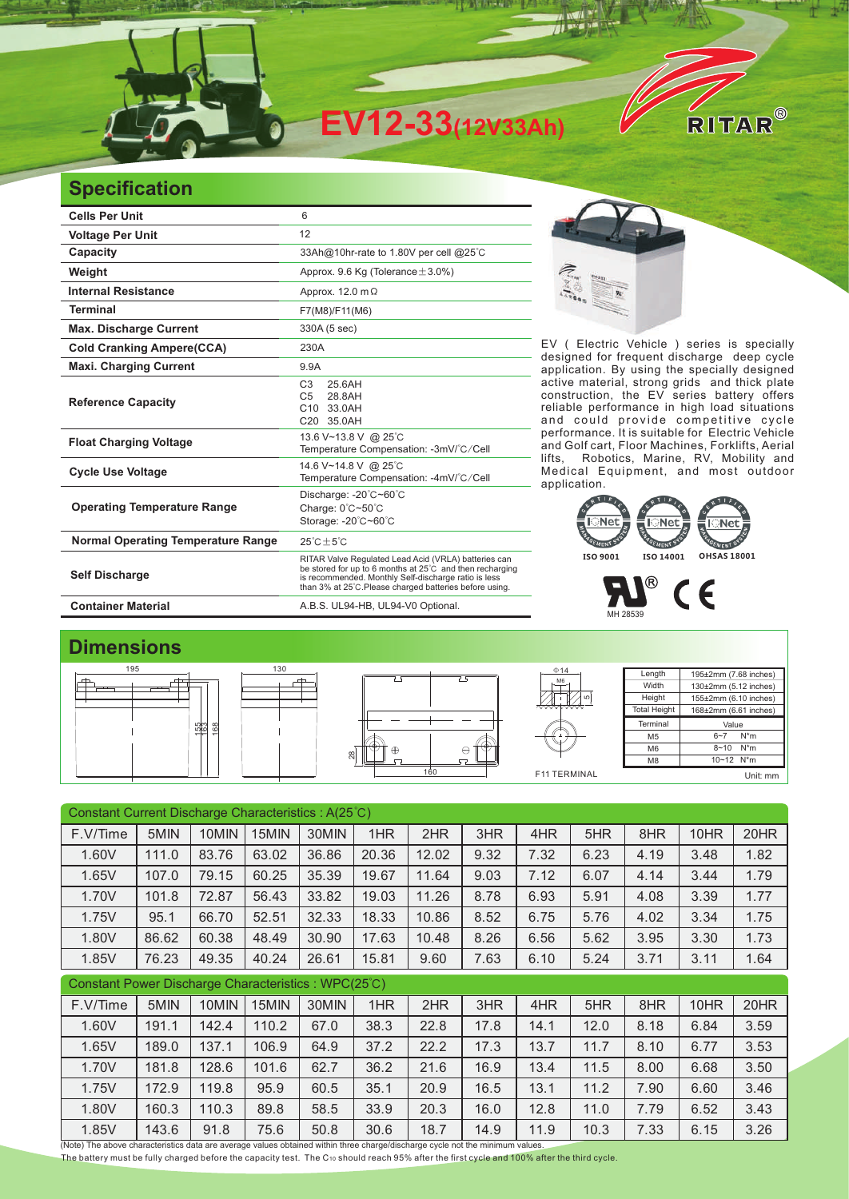# EV12-33(12V33Ah)

RITAR®

## Specification

| | |
|---|---|
| **Cells Per Unit** | 6 |
| **Voltage Per Unit** | 12 |
| **Capacity** | 33Ah@10hr-rate to 1.80V per cell @25°C |
| **Weight** | Approx. 9.6 Kg (Tolerance±3.0%) |
| **Internal Resistance** | Approx. 12.0 mΩ |
| **Terminal** | F7(M8)/F11(M6) |
| **Max. Discharge Current** | 330A (5 sec) |
| **Cold Cranking Ampere(CCA)** | 230A |
| **Maxi. Charging Current** | 9.9A |
| **Reference Capacity** | C3 25.6AH<br>C5 28.8AH<br>C10 33.0AH<br>C20 35.0AH |
| **Float Charging Voltage** | 13.6 V~13.8 V @ 25°C<br>Temperature Compensation: -3mV/°C/Cell |
| **Cycle Use Voltage** | 14.6 V~14.8 V @ 25°C<br>Temperature Compensation: -4mV/°C/Cell |
| **Operating Temperature Range** | Discharge: -20°C~60°C<br>Charge: 0°C~50°C<br>Storage: -20°C~60°C |
| **Normal Operating Temperature Range** | 25°C±5°C |
| **Self Discharge** | RITAR Valve Regulated Lead Acid (VRLA) batteries can be stored for up to 6 months at 25°C and then recharging is recommended. Monthly Self-discharge ratio is less than 3% at 25°C.Please charged batteries before using. |
| **Container Material** | A.B.S. UL94-HB, UL94-V0 Optional. |

EV ( Electric Vehicle ) series is specially designed for frequent discharge deep cycle application. By using the specially designed active material, strong grids and thick plate construction, the EV series battery offers reliable performance in high load situations and could provide competitive cycle performance. It is suitable for Electric Vehicle and Golf cart, Floor Machines, Forklifts, Aerial lifts, Robotics, Marine, RV, Mobility and Medical Equipment, and most outdoor application.

ISO 9001 ISO 14001 OHSAS 18001

MH 28539

## Dimensions

195 130 155 163 168 160 28 Φ14 M6 5 F11 TERMINAL

| Length | 195±2mm (7.68 inches) |
|---|---|
| Width | 130±2mm (5.12 inches) |
| Height | 155±2mm (6.10 inches) |
| Total Height | 168±2mm (6.61 inches) |

| Terminal | Value |
|---|---|
| M5 | 6~7 N*m |
| M6 | 8~10 N*m |
| M8 | 10~12 N*m |

Unit: mm

Constant Current Discharge Characteristics : A(25°C)

| F.V/Time | 5MIN | 10MIN | 15MIN | 30MIN | 1HR | 2HR | 3HR | 4HR | 5HR | 8HR | 10HR | 20HR |
|---|---|---|---|---|---|---|---|---|---|---|---|---|
| 1.60V | 111.0 | 83.76 | 63.02 | 36.86 | 20.36 | 12.02 | 9.32 | 7.32 | 6.23 | 4.19 | 3.48 | 1.82 |
| 1.65V | 107.0 | 79.15 | 60.25 | 35.39 | 19.67 | 11.64 | 9.03 | 7.12 | 6.07 | 4.14 | 3.44 | 1.79 |
| 1.70V | 101.8 | 72.87 | 56.43 | 33.82 | 19.03 | 11.26 | 8.78 | 6.93 | 5.91 | 4.08 | 3.39 | 1.77 |
| 1.75V | 95.1 | 66.70 | 52.51 | 32.33 | 18.33 | 10.86 | 8.52 | 6.75 | 5.76 | 4.02 | 3.34 | 1.75 |
| 1.80V | 86.62 | 60.38 | 48.49 | 30.90 | 17.63 | 10.48 | 8.26 | 6.56 | 5.62 | 3.95 | 3.30 | 1.73 |
| 1.85V | 76.23 | 49.35 | 40.24 | 26.61 | 15.81 | 9.60 | 7.63 | 6.10 | 5.24 | 3.71 | 3.11 | 1.64 |

Constant Power Discharge Characteristics : WPC(25°C)

| F.V/Time | 5MIN | 10MIN | 15MIN | 30MIN | 1HR | 2HR | 3HR | 4HR | 5HR | 8HR | 10HR | 20HR |
|---|---|---|---|---|---|---|---|---|---|---|---|---|
| 1.60V | 191.1 | 142.4 | 110.2 | 67.0 | 38.3 | 22.8 | 17.8 | 14.1 | 12.0 | 8.18 | 6.84 | 3.59 |
| 1.65V | 189.0 | 137.1 | 106.9 | 64.9 | 37.2 | 22.2 | 17.3 | 13.7 | 11.7 | 8.10 | 6.77 | 3.53 |
| 1.70V | 181.8 | 128.6 | 101.6 | 62.7 | 36.2 | 21.6 | 16.9 | 13.4 | 11.5 | 8.00 | 6.68 | 3.50 |
| 1.75V | 172.9 | 119.8 | 95.9 | 60.5 | 35.1 | 20.9 | 16.5 | 13.1 | 11.2 | 7.90 | 6.60 | 3.46 |
| 1.80V | 160.3 | 110.3 | 89.8 | 58.5 | 33.9 | 20.3 | 16.0 | 12.8 | 11.0 | 7.79 | 6.52 | 3.43 |
| 1.85V | 143.6 | 91.8 | 75.6 | 50.8 | 30.6 | 18.7 | 14.9 | 11.9 | 10.3 | 7.33 | 6.15 | 3.26 |

(Note) The above characteristics data are average values obtained within three charge/discharge cycle not the minimum values.
The battery must be fully charged before the capacity test. The $C_{10}$ should reach 95% after the first cycle and 100% after the third cycle.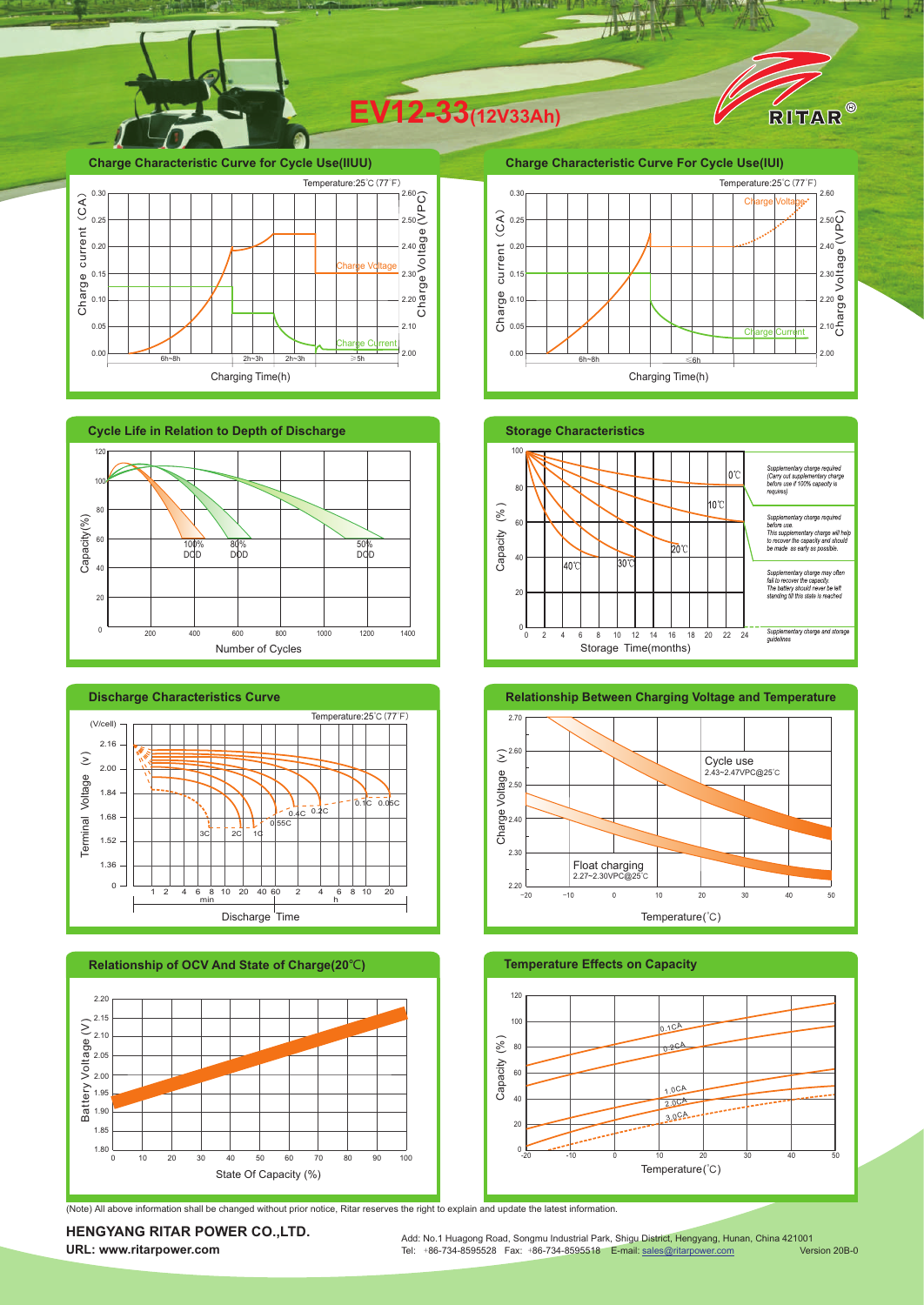# EV12-33(12V33Ah)

RITAR®

## Charge Characteristic Curve for Cycle Use(IIUU)

Temperature:25℃ (77℉)

Charge current (CA)

0.30
0.25
0.20
0.15
0.10
0.05
0.00

Charge Voltage (VPC)

2.60
2.50
2.40
2.30
2.20
2.10
2.00

Charge Voltage

Charge Current

6h~8h
2h~3h
2h~3h
≥5h

Charging Time(h)

## Charge Characteristic Curve For Cycle Use(IUI)

Temperature:25℃ (77℉)

Charge current (CA)

0.30
0.25
0.20
0.15
0.10
0.05
0.00

Charge Voltage (VPC)

2.60
2.50
2.40
2.30
2.20
2.10
2.00

Charge Voltage

Charge Current

6h~8h
≤6h

Charging Time(h)

## Cycle Life in Relation to Depth of Discharge

Capacity(%)

120
100
80
60
40
20
0

100% DOD
80% DOD
50% DOD

200
400
600
800
1000
1200
1400

Number of Cycles

## Storage Characteristics

Capacity (%)

100
80
60
40
20
0

0℃
10℃
20℃
30℃
40℃

0
2
4
6
8
10
12
14
16
18
20
22
24

Storage Time(months)

Supplementary charge required (Carry out supplementary charge before use if 100% capacity is requires)

Supplementary charge required before use. This supplementary charge will help to recover the capacity and should be made as early as possible.

Supplementary charge may often fail to recover the capacity. The battery should never be left standing till this state is reached

Supplementary charge and storage guidelines

## Discharge Characteristics Curve

Temperature:25℃ (77℉)

Terminal Voltage (v)

(V/cell)
2.16
2.00
1.84
1.68
1.52
1.36
0

3C
2C
1C
0.55C
0.4C
0.2C
0.1C
0.05C

1
2
4
6
8
10
20
40
60
2
4
6
8
10
20

min
h

Discharge Time

## Relationship Between Charging Voltage and Temperature

Charge Voltage (v)

2.70
2.60
2.50
2.40
2.30
2.20

Cycle use
2.43~2.47VPC@25℃

Float charging
2.27~2.30VPC@25℃

−20
−10
0
10
20
30
40
50

Temperature(℃)

## Relationship of OCV And State of Charge(20℃)

Battery Voltage (V)

2.20
2.15
2.10
2.05
2.00
1.95
1.90
1.85
1.80

0
10
20
30
40
50
60
70
80
90
100

State Of Capacity (%)

## Temperature Effects on Capacity

Capacity (%)

120
100
80
60
40
20
0

0.1CA
0.2CA
1.0CA
2.0CA
3.0CA

-20
-10
0
10
20
30
40
50

Temperature(℃)

(Note) All above information shall be changed without prior notice, Ritar reserves the right to explain and update the latest information.

**HENGYANG RITAR POWER CO.,LTD.**

**URL: www.ritarpower.com**

Add: No.1 Huagong Road, Songmu Industrial Park, Shigu District, Hengyang, Hunan, China 421001

Tel: +86-734-8595528 Fax: +86-734-8595518 E-mail: sales@ritarpower.com

Version 20B-0